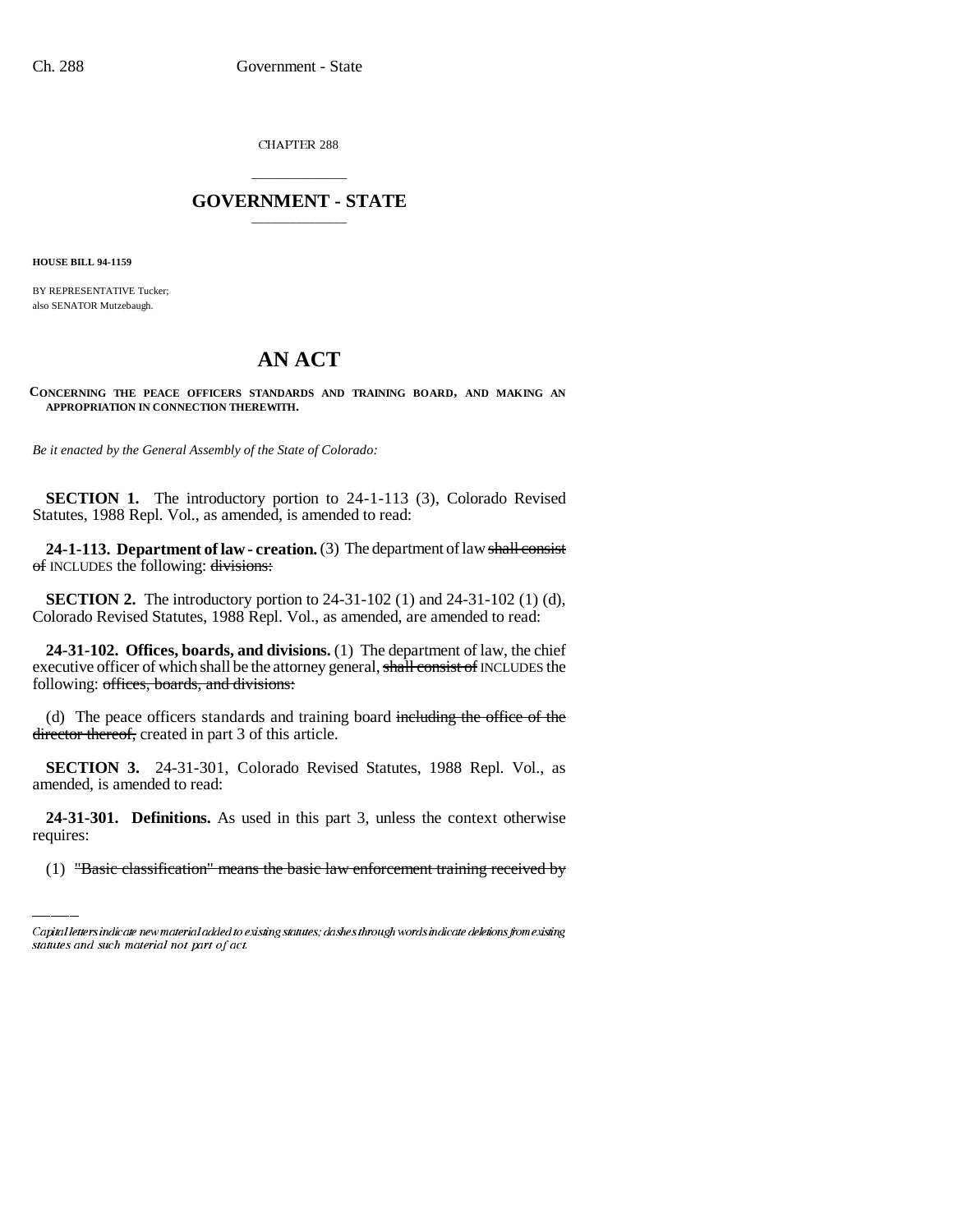CHAPTER 288

# GOVERNMENT - STATE

**HOUSE BILL 94-1159**

BY REPRESENTATIVE Tucker;
also SENATOR Mutzebaugh.

# AN ACT

**CONCERNING THE PEACE OFFICERS STANDARDS AND TRAINING BOARD, AND MAKING AN APPROPRIATION IN CONNECTION THEREWITH.**

*Be it enacted by the General Assembly of the State of Colorado:*

**SECTION 1.** The introductory portion to 24-1-113 (3), Colorado Revised Statutes, 1988 Repl. Vol., as amended, is amended to read:

**24-1-113. Department of law - creation.** (3) The department of law ~~shall consist of~~ INCLUDES the following: ~~divisions:~~

**SECTION 2.** The introductory portion to 24-31-102 (1) and 24-31-102 (1) (d), Colorado Revised Statutes, 1988 Repl. Vol., as amended, are amended to read:

**24-31-102. Offices, boards, and divisions.** (1) The department of law, the chief executive officer of which shall be the attorney general, ~~shall consist of~~ INCLUDES the following: ~~offices, boards, and divisions:~~

(d) The peace officers standards and training board ~~including the office of the director thereof,~~ created in part 3 of this article.

**SECTION 3.** 24-31-301, Colorado Revised Statutes, 1988 Repl. Vol., as amended, is amended to read:

**24-31-301. Definitions.** As used in this part 3, unless the context otherwise requires:

(1) ~~"Basic classification" means the basic law enforcement training received by~~

Capital letters indicate new material added to existing statutes; dashes through words indicate deletions from existing statutes and such material not part of act.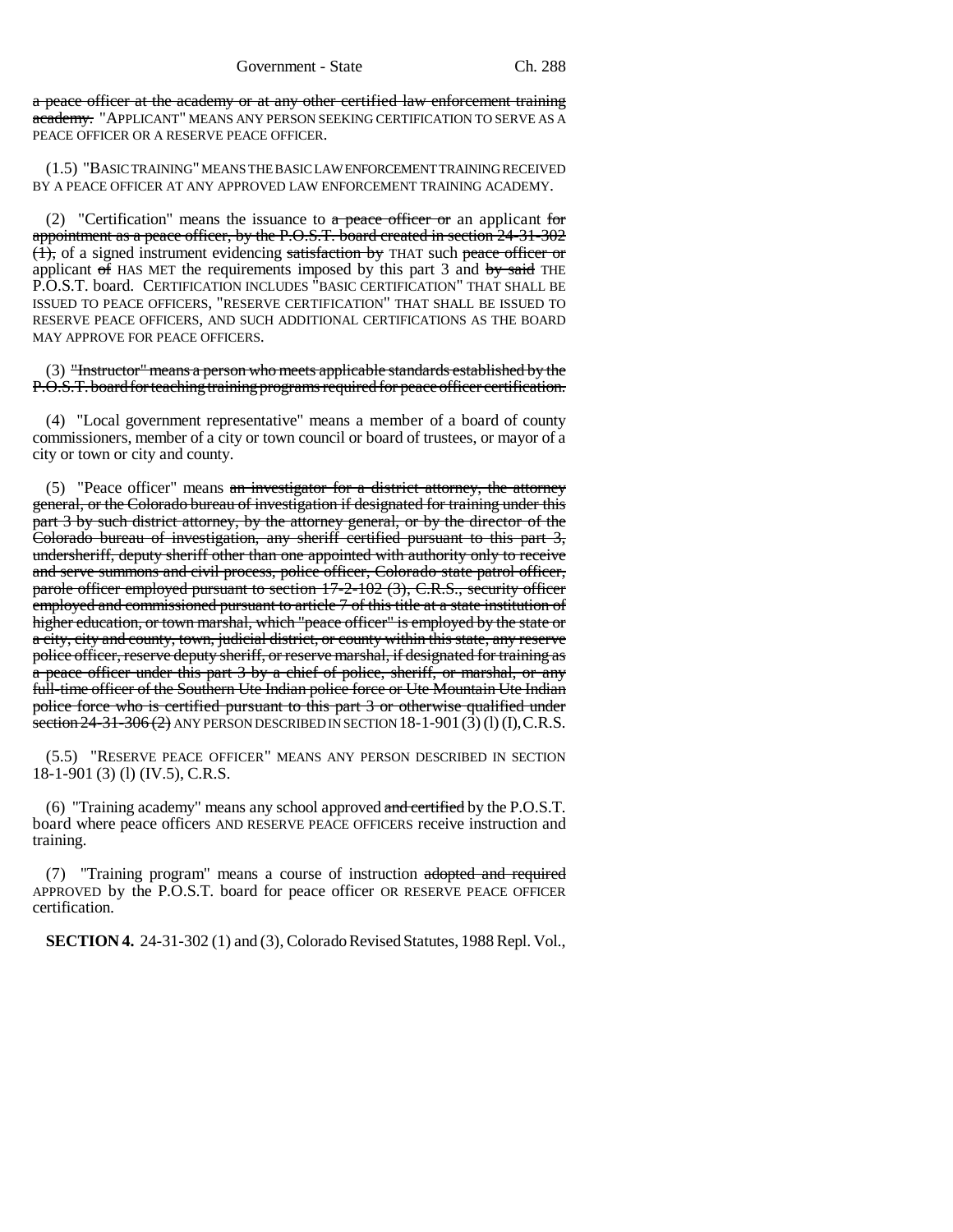a peace officer at the academy or at any other certified law enforcement training academy. "APPLICANT" MEANS ANY PERSON SEEKING CERTIFICATION TO SERVE AS A PEACE OFFICER OR A RESERVE PEACE OFFICER.

(1.5) "BASIC TRAINING" MEANS THE BASIC LAW ENFORCEMENT TRAINING RECEIVED BY A PEACE OFFICER AT ANY APPROVED LAW ENFORCEMENT TRAINING ACADEMY.

(2) "Certification" means the issuance to a peace officer or an applicant for appointment as a peace officer, by the P.O.S.T. board created in section 24-31-302 (1), of a signed instrument evidencing satisfaction by THAT such peace officer or applicant of HAS MET the requirements imposed by this part 3 and by said THE P.O.S.T. board. CERTIFICATION INCLUDES "BASIC CERTIFICATION" THAT SHALL BE ISSUED TO PEACE OFFICERS, "RESERVE CERTIFICATION" THAT SHALL BE ISSUED TO RESERVE PEACE OFFICERS, AND SUCH ADDITIONAL CERTIFICATIONS AS THE BOARD MAY APPROVE FOR PEACE OFFICERS.

(3) "Instructor" means a person who meets applicable standards established by the P.O.S.T. board for teaching training programs required for peace officer certification.

(4) "Local government representative" means a member of a board of county commissioners, member of a city or town council or board of trustees, or mayor of a city or town or city and county.

(5) "Peace officer" means an investigator for a district attorney, the attorney general, or the Colorado bureau of investigation if designated for training under this part 3 by such district attorney, by the attorney general, or by the director of the Colorado bureau of investigation, any sheriff certified pursuant to this part 3, undersheriff, deputy sheriff other than one appointed with authority only to receive and serve summons and civil process, police officer, Colorado state patrol officer, parole officer employed pursuant to section 17-2-102 (3), C.R.S., security officer employed and commissioned pursuant to article 7 of this title at a state institution of higher education, or town marshal, which "peace officer" is employed by the state or a city, city and county, town, judicial district, or county within this state, any reserve police officer, reserve deputy sheriff, or reserve marshal, if designated for training as a peace officer under this part 3 by a chief of police, sheriff, or marshal, or any full-time officer of the Southern Ute Indian police force or Ute Mountain Ute Indian police force who is certified pursuant to this part 3 or otherwise qualified under section 24-31-306 (2) ANY PERSON DESCRIBED IN SECTION 18-1-901 (3) (l) (I), C.R.S.

(5.5) "RESERVE PEACE OFFICER" MEANS ANY PERSON DESCRIBED IN SECTION 18-1-901 (3) (l) (IV.5), C.R.S.

(6) "Training academy" means any school approved and certified by the P.O.S.T. board where peace officers AND RESERVE PEACE OFFICERS receive instruction and training.

(7) "Training program" means a course of instruction adopted and required APPROVED by the P.O.S.T. board for peace officer OR RESERVE PEACE OFFICER certification.

**SECTION 4.** 24-31-302 (1) and (3), Colorado Revised Statutes, 1988 Repl. Vol.,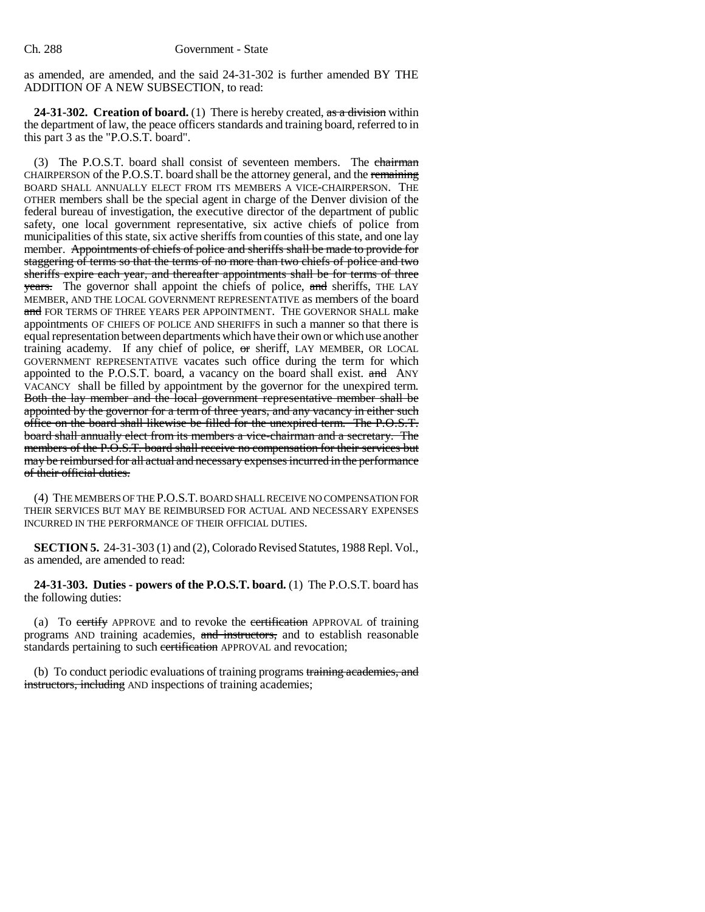as amended, are amended, and the said 24-31-302 is further amended BY THE ADDITION OF A NEW SUBSECTION, to read:

**24-31-302. Creation of board.** (1) There is hereby created, ~~as a division~~ within the department of law, the peace officers standards and training board, referred to in this part 3 as the "P.O.S.T. board".

(3) The P.O.S.T. board shall consist of seventeen members. The ~~chairman~~ CHAIRPERSON of the P.O.S.T. board shall be the attorney general, and the ~~remaining~~ BOARD SHALL ANNUALLY ELECT FROM ITS MEMBERS A VICE-CHAIRPERSON. THE OTHER members shall be the special agent in charge of the Denver division of the federal bureau of investigation, the executive director of the department of public safety, one local government representative, six active chiefs of police from municipalities of this state, six active sheriffs from counties of this state, and one lay member. ~~Appointments of chiefs of police and sheriffs shall be made to provide for staggering of terms so that the terms of no more than two chiefs of police and two sheriffs expire each year, and thereafter appointments shall be for terms of three years.~~ The governor shall appoint the chiefs of police, ~~and~~ sheriffs, THE LAY MEMBER, AND THE LOCAL GOVERNMENT REPRESENTATIVE as members of the board ~~and~~ FOR TERMS OF THREE YEARS PER APPOINTMENT. THE GOVERNOR SHALL make appointments OF CHIEFS OF POLICE AND SHERIFFS in such a manner so that there is equal representation between departments which have their own or which use another training academy. If any chief of police, ~~or~~ sheriff, LAY MEMBER, OR LOCAL GOVERNMENT REPRESENTATIVE vacates such office during the term for which appointed to the P.O.S.T. board, a vacancy on the board shall exist. ~~and~~ ANY VACANCY shall be filled by appointment by the governor for the unexpired term. ~~Both the lay member and the local government representative member shall be appointed by the governor for a term of three years, and any vacancy in either such office on the board shall likewise be filled for the unexpired term. The P.O.S.T. board shall annually elect from its members a vice-chairman and a secretary. The members of the P.O.S.T. board shall receive no compensation for their services but may be reimbursed for all actual and necessary expenses incurred in the performance of their official duties.~~

(4) THE MEMBERS OF THE P.O.S.T. BOARD SHALL RECEIVE NO COMPENSATION FOR THEIR SERVICES BUT MAY BE REIMBURSED FOR ACTUAL AND NECESSARY EXPENSES INCURRED IN THE PERFORMANCE OF THEIR OFFICIAL DUTIES.

**SECTION 5.** 24-31-303 (1) and (2), Colorado Revised Statutes, 1988 Repl. Vol., as amended, are amended to read:

**24-31-303. Duties - powers of the P.O.S.T. board.** (1) The P.O.S.T. board has the following duties:

(a) To ~~certify~~ APPROVE and to revoke the ~~certification~~ APPROVAL of training programs AND training academies, ~~and instructors,~~ and to establish reasonable standards pertaining to such ~~certification~~ APPROVAL and revocation;

(b) To conduct periodic evaluations of training programs ~~training academies, and instructors, including~~ AND inspections of training academies;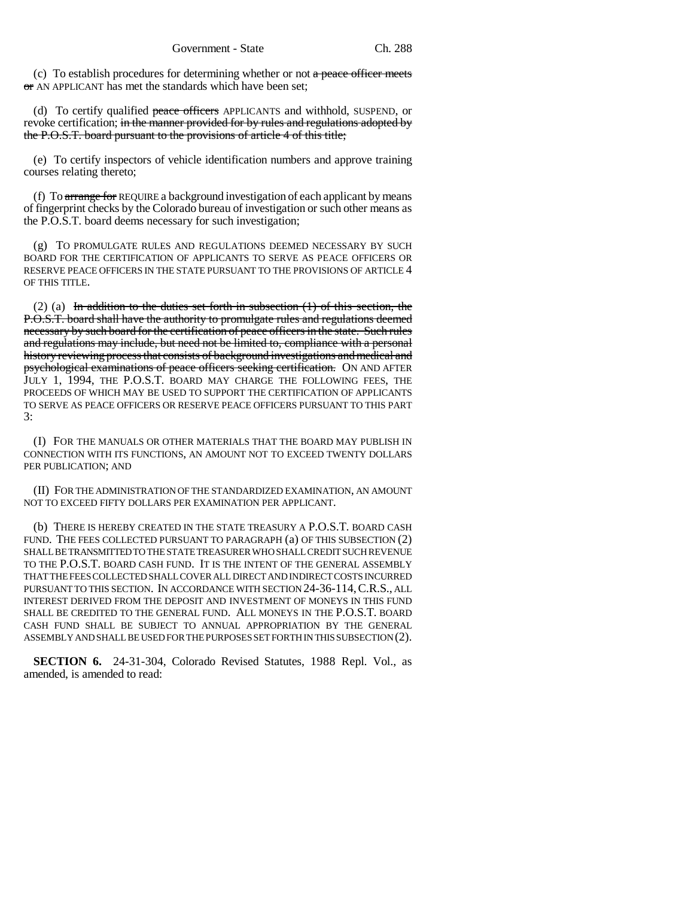(c) To establish procedures for determining whether or not ~~a peace officer meets or~~ AN APPLICANT has met the standards which have been set;

(d) To certify qualified ~~peace officers~~ APPLICANTS and withhold, SUSPEND, or revoke certification; ~~in the manner provided for by rules and regulations adopted by the P.O.S.T. board pursuant to the provisions of article 4 of this title;~~

(e) To certify inspectors of vehicle identification numbers and approve training courses relating thereto;

(f) To ~~arrange for~~ REQUIRE a background investigation of each applicant by means of fingerprint checks by the Colorado bureau of investigation or such other means as the P.O.S.T. board deems necessary for such investigation;

(g) TO PROMULGATE RULES AND REGULATIONS DEEMED NECESSARY BY SUCH BOARD FOR THE CERTIFICATION OF APPLICANTS TO SERVE AS PEACE OFFICERS OR RESERVE PEACE OFFICERS IN THE STATE PURSUANT TO THE PROVISIONS OF ARTICLE 4 OF THIS TITLE.

(2) (a) ~~In addition to the duties set forth in subsection (1) of this section, the P.O.S.T. board shall have the authority to promulgate rules and regulations deemed necessary by such board for the certification of peace officers in the state. Such rules and regulations may include, but need not be limited to, compliance with a personal history reviewing process that consists of background investigations and medical and psychological examinations of peace officers seeking certification.~~ ON AND AFTER JULY 1, 1994, THE P.O.S.T. BOARD MAY CHARGE THE FOLLOWING FEES, THE PROCEEDS OF WHICH MAY BE USED TO SUPPORT THE CERTIFICATION OF APPLICANTS TO SERVE AS PEACE OFFICERS OR RESERVE PEACE OFFICERS PURSUANT TO THIS PART 3:

(I) FOR THE MANUALS OR OTHER MATERIALS THAT THE BOARD MAY PUBLISH IN CONNECTION WITH ITS FUNCTIONS, AN AMOUNT NOT TO EXCEED TWENTY DOLLARS PER PUBLICATION; AND

(II) FOR THE ADMINISTRATION OF THE STANDARDIZED EXAMINATION, AN AMOUNT NOT TO EXCEED FIFTY DOLLARS PER EXAMINATION PER APPLICANT.

(b) THERE IS HEREBY CREATED IN THE STATE TREASURY A P.O.S.T. BOARD CASH FUND. THE FEES COLLECTED PURSUANT TO PARAGRAPH (a) OF THIS SUBSECTION (2) SHALL BE TRANSMITTED TO THE STATE TREASURER WHO SHALL CREDIT SUCH REVENUE TO THE P.O.S.T. BOARD CASH FUND. IT IS THE INTENT OF THE GENERAL ASSEMBLY THAT THE FEES COLLECTED SHALL COVER ALL DIRECT AND INDIRECT COSTS INCURRED PURSUANT TO THIS SECTION. IN ACCORDANCE WITH SECTION 24-36-114, C.R.S., ALL INTEREST DERIVED FROM THE DEPOSIT AND INVESTMENT OF MONEYS IN THIS FUND SHALL BE CREDITED TO THE GENERAL FUND. ALL MONEYS IN THE P.O.S.T. BOARD CASH FUND SHALL BE SUBJECT TO ANNUAL APPROPRIATION BY THE GENERAL ASSEMBLY AND SHALL BE USED FOR THE PURPOSES SET FORTH IN THIS SUBSECTION (2).

**SECTION 6.** 24-31-304, Colorado Revised Statutes, 1988 Repl. Vol., as amended, is amended to read: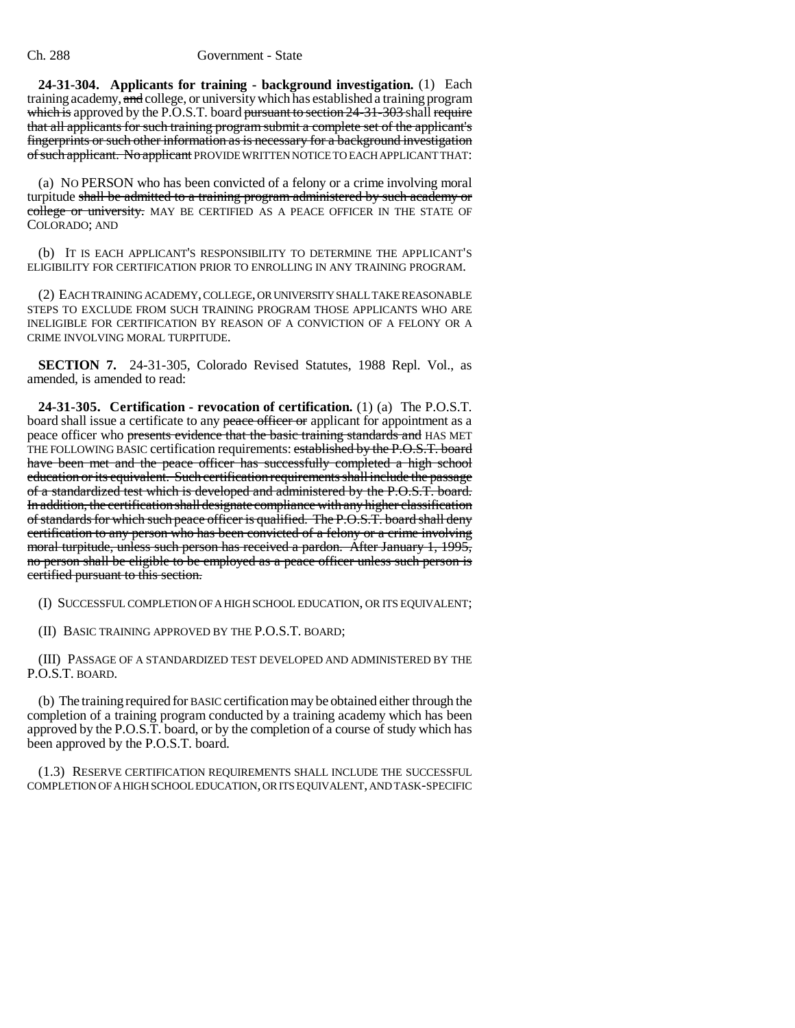**24-31-304. Applicants for training - background investigation.** (1) Each training academy, ~~and~~ college, or university which has established a training program ~~which is~~ approved by the P.O.S.T. board ~~pursuant to section 24-31-303~~ shall ~~require that all applicants for such training program submit a complete set of the applicant's fingerprints or such other information as is necessary for a background investigation of such applicant. No applicant~~ PROVIDE WRITTEN NOTICE TO EACH APPLICANT THAT:

(a) NO PERSON who has been convicted of a felony or a crime involving moral turpitude ~~shall be admitted to a training program administered by such academy or college or university.~~ MAY BE CERTIFIED AS A PEACE OFFICER IN THE STATE OF COLORADO; AND

(b) IT IS EACH APPLICANT'S RESPONSIBILITY TO DETERMINE THE APPLICANT'S ELIGIBILITY FOR CERTIFICATION PRIOR TO ENROLLING IN ANY TRAINING PROGRAM.

(2) EACH TRAINING ACADEMY, COLLEGE, OR UNIVERSITY SHALL TAKE REASONABLE STEPS TO EXCLUDE FROM SUCH TRAINING PROGRAM THOSE APPLICANTS WHO ARE INELIGIBLE FOR CERTIFICATION BY REASON OF A CONVICTION OF A FELONY OR A CRIME INVOLVING MORAL TURPITUDE.

**SECTION 7.** 24-31-305, Colorado Revised Statutes, 1988 Repl. Vol., as amended, is amended to read:

**24-31-305. Certification - revocation of certification.** (1) (a) The P.O.S.T. board shall issue a certificate to any ~~peace officer or~~ applicant for appointment as a peace officer who ~~presents evidence that the basic training standards and~~ HAS MET THE FOLLOWING BASIC certification requirements: ~~established by the P.O.S.T. board have been met and the peace officer has successfully completed a high school education or its equivalent. Such certification requirements shall include the passage of a standardized test which is developed and administered by the P.O.S.T. board. In addition, the certification shall designate compliance with any higher classification of standards for which such peace officer is qualified. The P.O.S.T. board shall deny certification to any person who has been convicted of a felony or a crime involving moral turpitude, unless such person has received a pardon. After January 1, 1995, no person shall be eligible to be employed as a peace officer unless such person is certified pursuant to this section.~~

(I) SUCCESSFUL COMPLETION OF A HIGH SCHOOL EDUCATION, OR ITS EQUIVALENT;

(II) BASIC TRAINING APPROVED BY THE P.O.S.T. BOARD;

(III) PASSAGE OF A STANDARDIZED TEST DEVELOPED AND ADMINISTERED BY THE P.O.S.T. BOARD.

(b) The training required for BASIC certification may be obtained either through the completion of a training program conducted by a training academy which has been approved by the P.O.S.T. board, or by the completion of a course of study which has been approved by the P.O.S.T. board.

(1.3) RESERVE CERTIFICATION REQUIREMENTS SHALL INCLUDE THE SUCCESSFUL COMPLETION OF A HIGH SCHOOL EDUCATION, OR ITS EQUIVALENT, AND TASK-SPECIFIC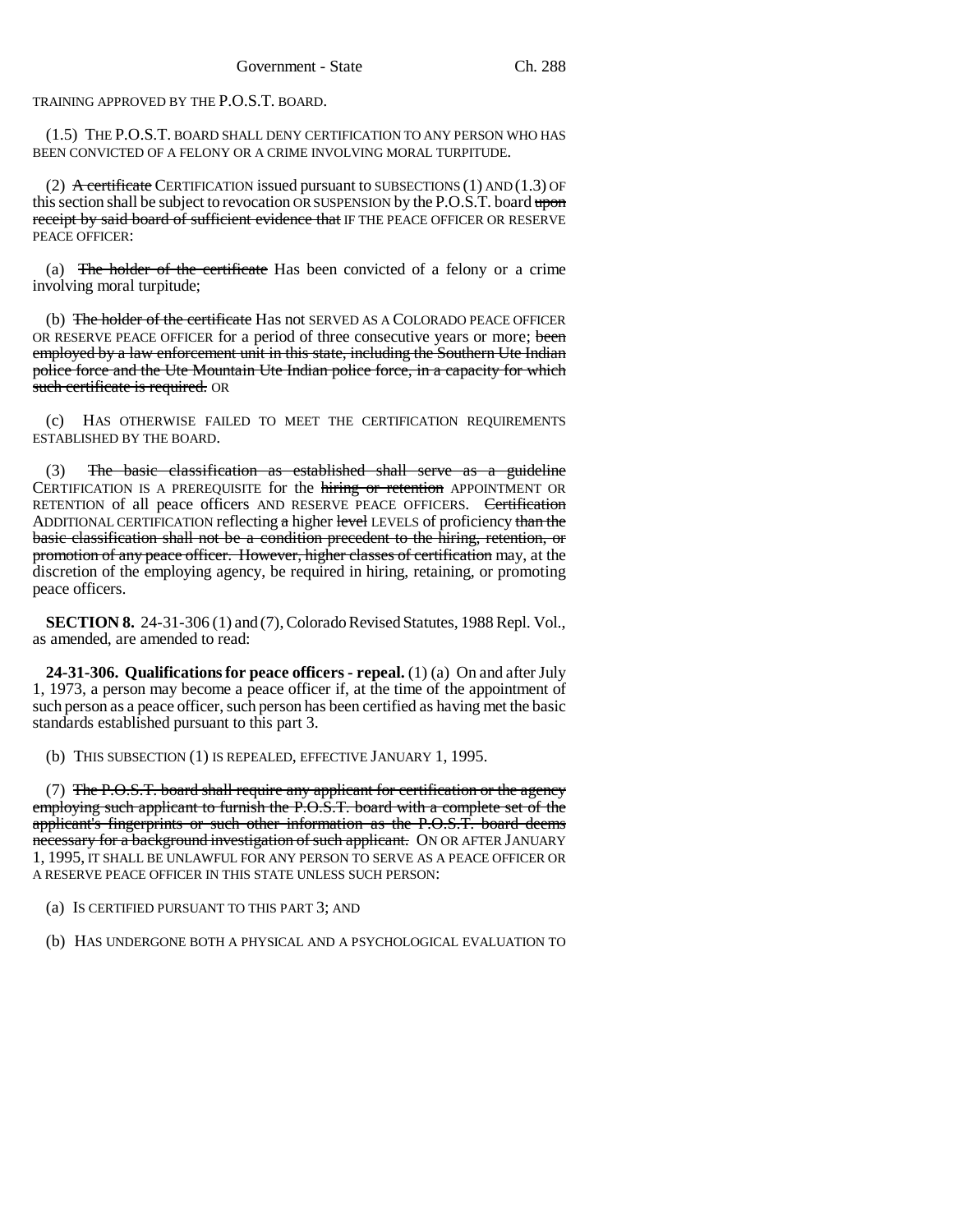TRAINING APPROVED BY THE P.O.S.T. BOARD.

(1.5) THE P.O.S.T. BOARD SHALL DENY CERTIFICATION TO ANY PERSON WHO HAS BEEN CONVICTED OF A FELONY OR A CRIME INVOLVING MORAL TURPITUDE.

(2) ~~A certificate~~ CERTIFICATION issued pursuant to SUBSECTIONS (1) AND (1.3) OF this section shall be subject to revocation OR SUSPENSION by the P.O.S.T. board ~~upon receipt by said board of sufficient evidence that~~ IF THE PEACE OFFICER OR RESERVE PEACE OFFICER:

(a) ~~The holder of the certificate~~ Has been convicted of a felony or a crime involving moral turpitude;

(b) ~~The holder of the certificate~~ Has not SERVED AS A COLORADO PEACE OFFICER OR RESERVE PEACE OFFICER for a period of three consecutive years or more; ~~been employed by a law enforcement unit in this state, including the Southern Ute Indian police force and the Ute Mountain Ute Indian police force, in a capacity for which such certificate is required.~~ OR

(c) HAS OTHERWISE FAILED TO MEET THE CERTIFICATION REQUIREMENTS ESTABLISHED BY THE BOARD.

(3) ~~The basic classification as established shall serve as a guideline~~ CERTIFICATION IS A PREREQUISITE for the ~~hiring or retention~~ APPOINTMENT OR RETENTION of all peace officers AND RESERVE PEACE OFFICERS. ~~Certification~~ ADDITIONAL CERTIFICATION reflecting ~~a~~ higher ~~level~~ LEVELS of proficiency ~~than the basic classification shall not be a condition precedent to the hiring, retention, or promotion of any peace officer. However, higher classes of certification~~ may, at the discretion of the employing agency, be required in hiring, retaining, or promoting peace officers.

**SECTION 8.** 24-31-306 (1) and (7), Colorado Revised Statutes, 1988 Repl. Vol., as amended, are amended to read:

**24-31-306. Qualifications for peace officers - repeal.** (1) (a) On and after July 1, 1973, a person may become a peace officer if, at the time of the appointment of such person as a peace officer, such person has been certified as having met the basic standards established pursuant to this part 3.

(b) THIS SUBSECTION (1) IS REPEALED, EFFECTIVE JANUARY 1, 1995.

(7) ~~The P.O.S.T. board shall require any applicant for certification or the agency employing such applicant to furnish the P.O.S.T. board with a complete set of the applicant's fingerprints or such other information as the P.O.S.T. board deems necessary for a background investigation of such applicant.~~ ON OR AFTER JANUARY 1, 1995, IT SHALL BE UNLAWFUL FOR ANY PERSON TO SERVE AS A PEACE OFFICER OR A RESERVE PEACE OFFICER IN THIS STATE UNLESS SUCH PERSON:

(a) IS CERTIFIED PURSUANT TO THIS PART 3; AND

(b) HAS UNDERGONE BOTH A PHYSICAL AND A PSYCHOLOGICAL EVALUATION TO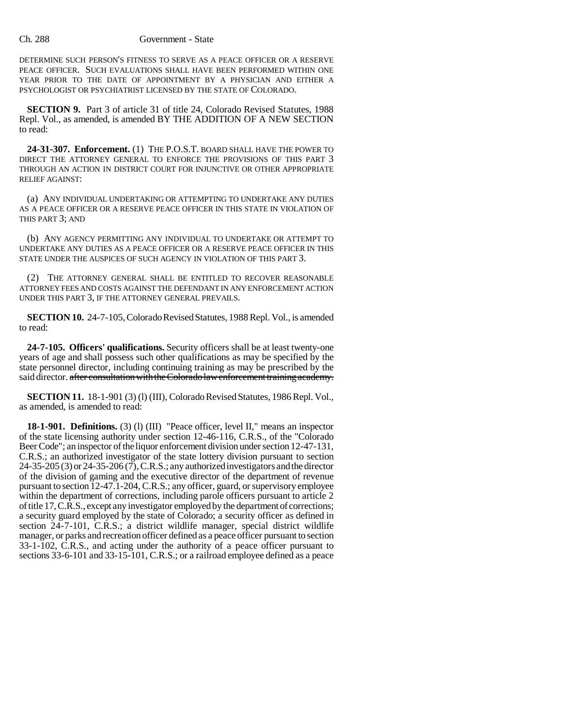DETERMINE SUCH PERSON'S FITNESS TO SERVE AS A PEACE OFFICER OR A RESERVE PEACE OFFICER. SUCH EVALUATIONS SHALL HAVE BEEN PERFORMED WITHIN ONE YEAR PRIOR TO THE DATE OF APPOINTMENT BY A PHYSICIAN AND EITHER A PSYCHOLOGIST OR PSYCHIATRIST LICENSED BY THE STATE OF COLORADO.

**SECTION 9.** Part 3 of article 31 of title 24, Colorado Revised Statutes, 1988 Repl. Vol., as amended, is amended BY THE ADDITION OF A NEW SECTION to read:

**24-31-307. Enforcement.** (1) THE P.O.S.T. BOARD SHALL HAVE THE POWER TO DIRECT THE ATTORNEY GENERAL TO ENFORCE THE PROVISIONS OF THIS PART 3 THROUGH AN ACTION IN DISTRICT COURT FOR INJUNCTIVE OR OTHER APPROPRIATE RELIEF AGAINST:

(a) ANY INDIVIDUAL UNDERTAKING OR ATTEMPTING TO UNDERTAKE ANY DUTIES AS A PEACE OFFICER OR A RESERVE PEACE OFFICER IN THIS STATE IN VIOLATION OF THIS PART 3; AND

(b) ANY AGENCY PERMITTING ANY INDIVIDUAL TO UNDERTAKE OR ATTEMPT TO UNDERTAKE ANY DUTIES AS A PEACE OFFICER OR A RESERVE PEACE OFFICER IN THIS STATE UNDER THE AUSPICES OF SUCH AGENCY IN VIOLATION OF THIS PART 3.

(2) THE ATTORNEY GENERAL SHALL BE ENTITLED TO RECOVER REASONABLE ATTORNEY FEES AND COSTS AGAINST THE DEFENDANT IN ANY ENFORCEMENT ACTION UNDER THIS PART 3, IF THE ATTORNEY GENERAL PREVAILS.

**SECTION 10.** 24-7-105, Colorado Revised Statutes, 1988 Repl. Vol., is amended to read:

**24-7-105. Officers' qualifications.** Security officers shall be at least twenty-one years of age and shall possess such other qualifications as may be specified by the state personnel director, including continuing training as may be prescribed by the said director. ~~after consultation with the Colorado law enforcement training academy.~~

**SECTION 11.** 18-1-901 (3) (l) (III), Colorado Revised Statutes, 1986 Repl. Vol., as amended, is amended to read:

**18-1-901. Definitions.** (3) (l) (III) "Peace officer, level II," means an inspector of the state licensing authority under section 12-46-116, C.R.S., of the "Colorado Beer Code"; an inspector of the liquor enforcement division under section 12-47-131, C.R.S.; an authorized investigator of the state lottery division pursuant to section 24-35-205 (3) or 24-35-206 (7), C.R.S.; any authorized investigators and the director of the division of gaming and the executive director of the department of revenue pursuant to section 12-47.1-204, C.R.S.; any officer, guard, or supervisory employee within the department of corrections, including parole officers pursuant to article 2 of title 17, C.R.S., except any investigator employed by the department of corrections; a security guard employed by the state of Colorado; a security officer as defined in section 24-7-101, C.R.S.; a district wildlife manager, special district wildlife manager, or parks and recreation officer defined as a peace officer pursuant to section 33-1-102, C.R.S., and acting under the authority of a peace officer pursuant to sections 33-6-101 and 33-15-101, C.R.S.; or a railroad employee defined as a peace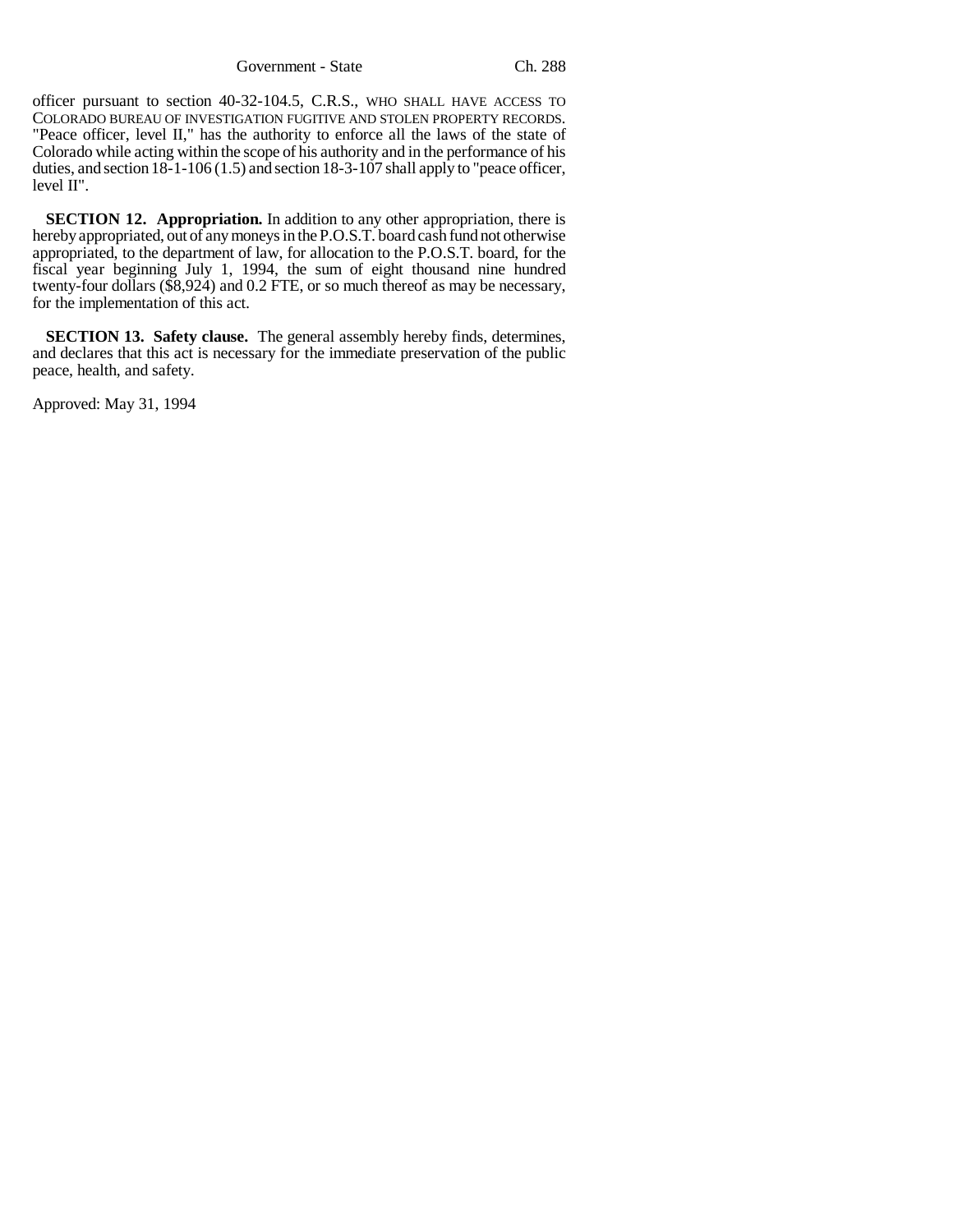officer pursuant to section 40-32-104.5, C.R.S., WHO SHALL HAVE ACCESS TO COLORADO BUREAU OF INVESTIGATION FUGITIVE AND STOLEN PROPERTY RECORDS. "Peace officer, level II," has the authority to enforce all the laws of the state of Colorado while acting within the scope of his authority and in the performance of his duties, and section 18-1-106 (1.5) and section 18-3-107 shall apply to "peace officer, level II".

**SECTION 12. Appropriation.** In addition to any other appropriation, there is hereby appropriated, out of any moneys in the P.O.S.T. board cash fund not otherwise appropriated, to the department of law, for allocation to the P.O.S.T. board, for the fiscal year beginning July 1, 1994, the sum of eight thousand nine hundred twenty-four dollars ($8,924) and 0.2 FTE, or so much thereof as may be necessary, for the implementation of this act.

**SECTION 13. Safety clause.** The general assembly hereby finds, determines, and declares that this act is necessary for the immediate preservation of the public peace, health, and safety.

Approved: May 31, 1994